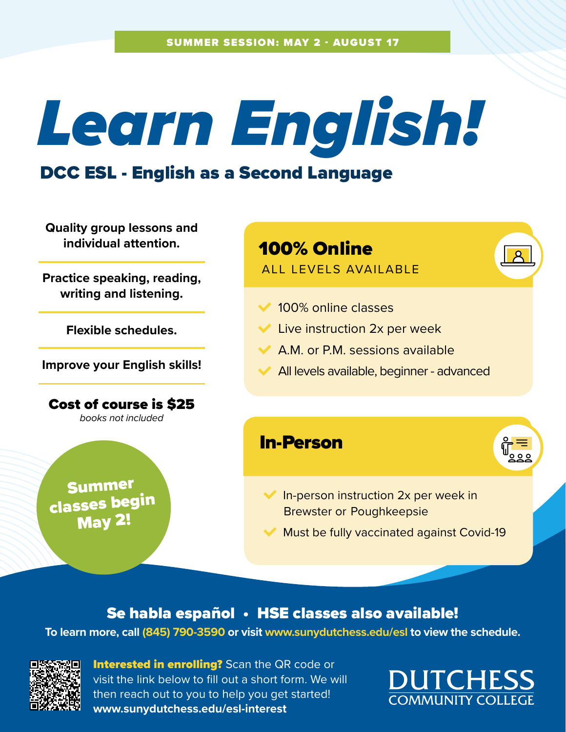**SUMMER SESSION: MAY 2 - AUGUST 17**

# Learn English!

## DCC ESL - English as a Second Language

**Quality group lessons and individual attention.**

**Practice speaking, reading, writing and listening.**

**Flexible schedules.**

**Improve your English skills!**

**Cost of course is $25**
*books not included*

**Summer classes begin May 2!**

### 100% Online

ALL LEVELS AVAILABLE

- 100% online classes
- Live instruction 2x per week
- A.M. or P.M. sessions available
- All levels available, beginner - advanced

### In-Person

- In-person instruction 2x per week in Brewster or Poughkeepsie
- Must be fully vaccinated against Covid-19

**Se habla español • HSE classes also available!**

**To learn more, call (845) 790-3590 or visit www.sunydutchess.edu/esl to view the schedule.**

**Interested in enrolling?** Scan the QR code or visit the link below to fill out a short form. We will then reach out to you to help you get started! **www.sunydutchess.edu/esl-interest**

DUTCHESS COMMUNITY COLLEGE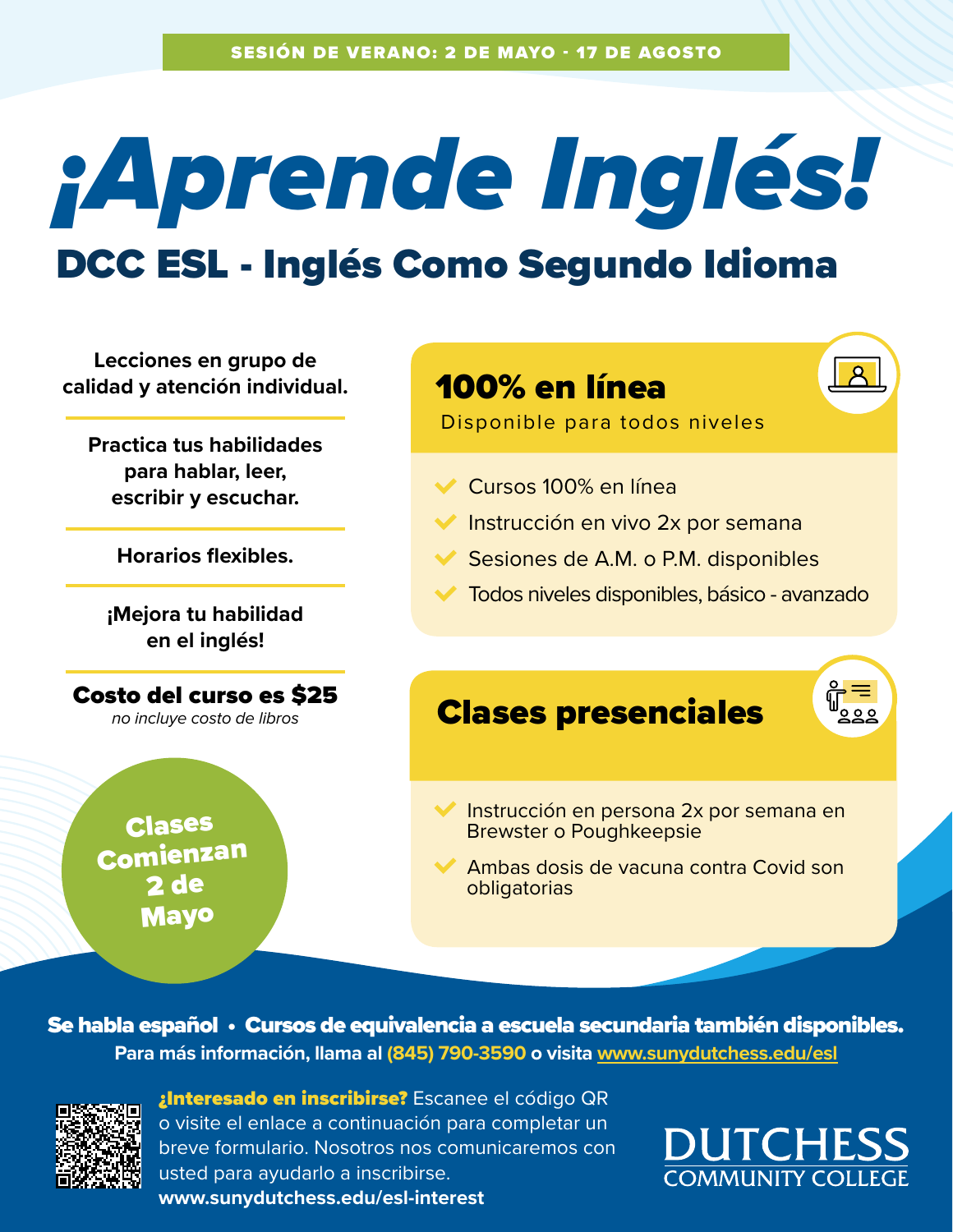SESIÓN DE VERANO: 2 DE MAYO - 17 DE AGOSTO

# ¡Aprende Inglés!

## DCC ESL - Inglés Como Segundo Idioma

**Lecciones en grupo de calidad y atención individual.**

**Practica tus habilidades para hablar, leer, escribir y escuchar.**

**Horarios flexibles.**

**¡Mejora tu habilidad en el inglés!**

**Costo del curso es $25**
*no incluye costo de libros*

**Clases Comienzan 2 de Mayo**

### 100% en línea

Disponible para todos niveles

- Cursos 100% en línea
- Instrucción en vivo 2x por semana
- Sesiones de A.M. o P.M. disponibles
- Todos niveles disponibles, básico - avanzado

### Clases presenciales

- Instrucción en persona 2x por semana en Brewster o Poughkeepsie
- Ambas dosis de vacuna contra Covid son obligatorias

**Se habla español • Cursos de equivalencia a escuela secundaria también disponibles.**

**Para más información, llama al (845) 790-3590 o visita www.sunydutchess.edu/esl**

**¿Interesado en inscribirse?** Escanee el código QR o visite el enlace a continuación para completar un breve formulario. Nosotros nos comunicaremos con usted para ayudarlo a inscribirse.
**www.sunydutchess.edu/esl-interest**

DUTCHESS COMMUNITY COLLEGE